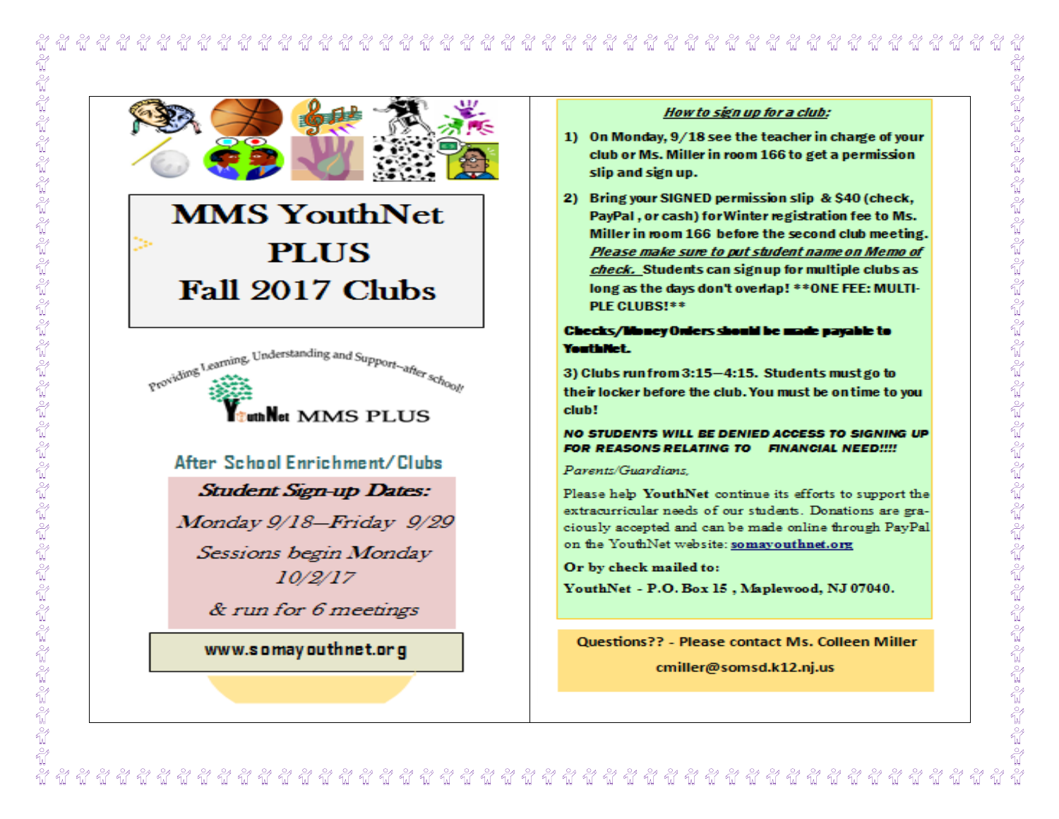# MMS YouthNet PLUS Fall 2017 Clubs

Providing Learning, Understanding and Support—after school!

YouthNet MMS PLUS

## After School Enrichment/Clubs

***Student Sign-up Dates:***

*Monday 9/18—Friday 9/29*

*Sessions begin Monday 10/2/17*

*& run for 6 meetings*

**www.somayouthnet.org**

***How to sign up for a club:***

1) **On Monday, 9/18 see the teacher in charge of your club or Ms. Miller in room 166 to get a permission slip and sign up.**

2) **Bring your SIGNED permission slip & $40 (check, PayPal , or cash) for Winter registration fee to Ms. Miller in room 166 before the second club meeting. *Please make sure to put student name on Memo of check.* Students can sign up for multiple clubs as long as the days don't overlap! **ONE FEE: MULTIPLE CLUBS!****

**Checks/Money Orders should be made payable to YouthNet.**

**3) Clubs run from 3:15—4:15. Students must go to their locker before the club. You must be on time to you club!**

***NO STUDENTS WILL BE DENIED ACCESS TO SIGNING UP FOR REASONS RELATING TO FINANCIAL NEED!!!!***

*Parents/Guardians,*

Please help **YouthNet** continue its efforts to support the extracurricular needs of our students. Donations are graciously accepted and can be made online through PayPal on the YouthNet website: somayouthnet.org

**Or by check mailed to:**

**YouthNet - P.O. Box 15 , Maplewood, NJ 07040.**

**Questions?? - Please contact Ms. Colleen Miller**

**cmiller@somsd.k12.nj.us**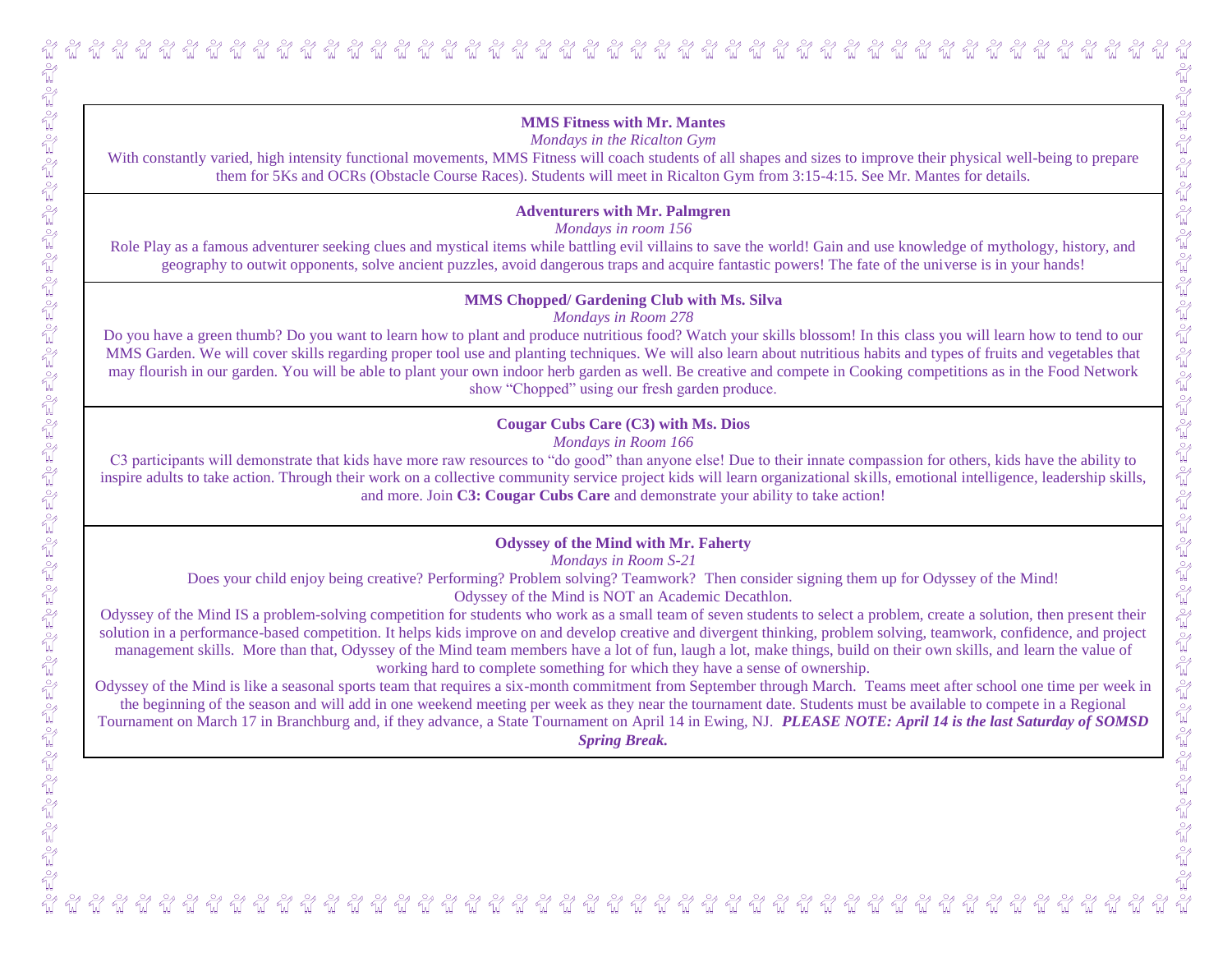**MMS Fitness with Mr. Mantes**

*Mondays in the Ricalton Gym*

With constantly varied, high intensity functional movements, MMS Fitness will coach students of all shapes and sizes to improve their physical well-being to prepare them for 5Ks and OCRs (Obstacle Course Races). Students will meet in Ricalton Gym from 3:15-4:15. See Mr. Mantes for details.

---

**Adventurers with Mr. Palmgren**

*Mondays in room 156*

Role Play as a famous adventurer seeking clues and mystical items while battling evil villains to save the world! Gain and use knowledge of mythology, history, and geography to outwit opponents, solve ancient puzzles, avoid dangerous traps and acquire fantastic powers! The fate of the universe is in your hands!

---

**MMS Chopped/ Gardening Club with Ms. Silva**

*Mondays in Room 278*

Do you have a green thumb? Do you want to learn how to plant and produce nutritious food? Watch your skills blossom! In this class you will learn how to tend to our MMS Garden. We will cover skills regarding proper tool use and planting techniques. We will also learn about nutritious habits and types of fruits and vegetables that may flourish in our garden. You will be able to plant your own indoor herb garden as well. Be creative and compete in Cooking competitions as in the Food Network show “Chopped” using our fresh garden produce.

---

**Cougar Cubs Care (C3) with Ms. Dios**

*Mondays in Room 166*

C3 participants will demonstrate that kids have more raw resources to “do good” than anyone else! Due to their innate compassion for others, kids have the ability to inspire adults to take action. Through their work on a collective community service project kids will learn organizational skills, emotional intelligence, leadership skills, and more. Join **C3: Cougar Cubs Care** and demonstrate your ability to take action!

---

**Odyssey of the Mind with Mr. Faherty**

*Mondays in Room S-21*

Does your child enjoy being creative? Performing? Problem solving? Teamwork? Then consider signing them up for Odyssey of the Mind!

Odyssey of the Mind is NOT an Academic Decathlon.

Odyssey of the Mind IS a problem-solving competition for students who work as a small team of seven students to select a problem, create a solution, then present their solution in a performance-based competition. It helps kids improve on and develop creative and divergent thinking, problem solving, teamwork, confidence, and project management skills. More than that, Odyssey of the Mind team members have a lot of fun, laugh a lot, make things, build on their own skills, and learn the value of working hard to complete something for which they have a sense of ownership.

Odyssey of the Mind is like a seasonal sports team that requires a six-month commitment from September through March. Teams meet after school one time per week in the beginning of the season and will add in one weekend meeting per week as they near the tournament date. Students must be available to compete in a Regional Tournament on March 17 in Branchburg and, if they advance, a State Tournament on April 14 in Ewing, NJ. ***PLEASE NOTE: April 14 is the last Saturday of SOMSD Spring Break.***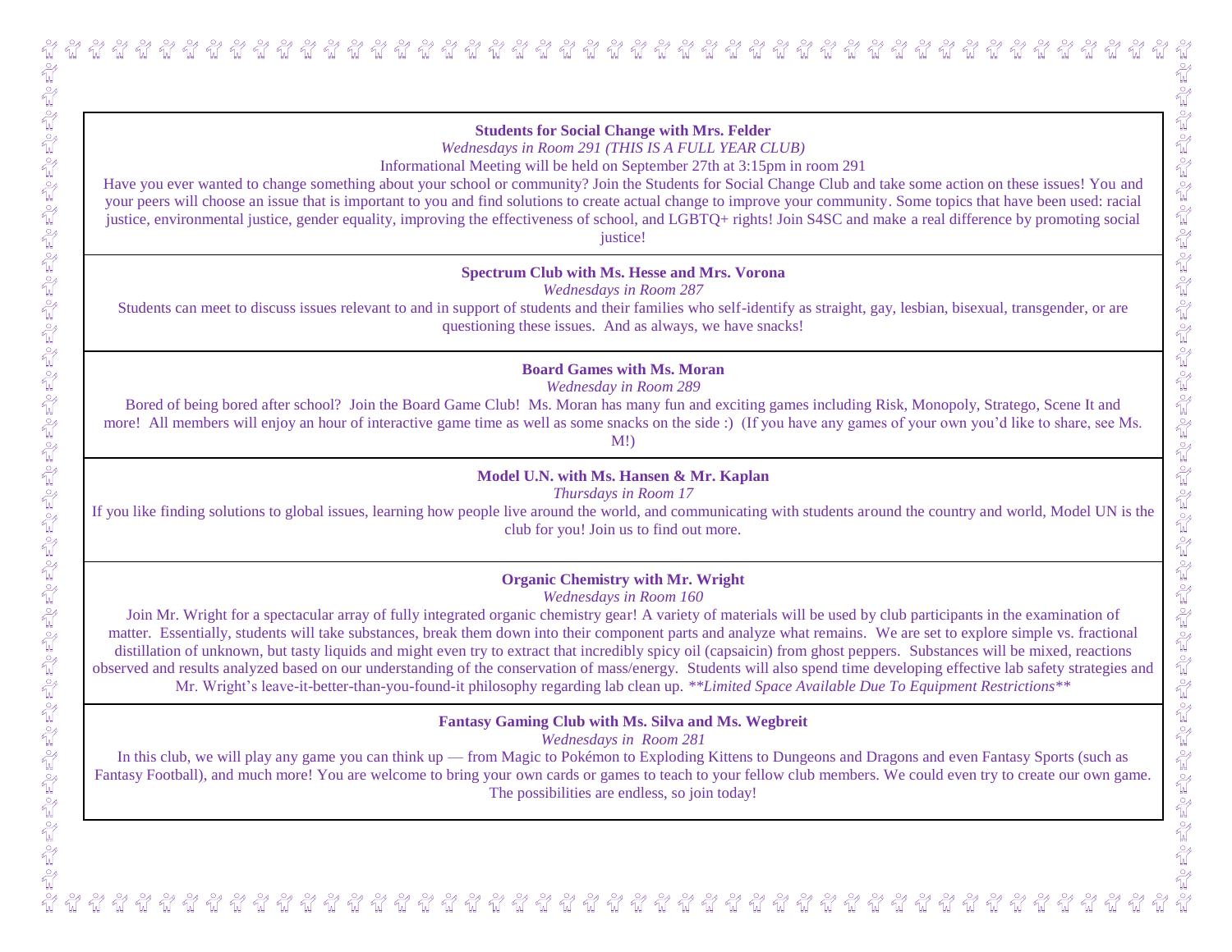**Students for Social Change with Mrs. Felder**

*Wednesdays in Room 291 (THIS IS A FULL YEAR CLUB)*

Informational Meeting will be held on September 27th at 3:15pm in room 291

Have you ever wanted to change something about your school or community? Join the Students for Social Change Club and take some action on these issues! You and your peers will choose an issue that is important to you and find solutions to create actual change to improve your community. Some topics that have been used: racial justice, environmental justice, gender equality, improving the effectiveness of school, and LGBTQ+ rights! Join S4SC and make a real difference by promoting social justice!

---

**Spectrum Club with Ms. Hesse and Mrs. Vorona**

*Wednesdays in Room 287*

Students can meet to discuss issues relevant to and in support of students and their families who self-identify as straight, gay, lesbian, bisexual, transgender, or are questioning these issues. And as always, we have snacks!

---

**Board Games with Ms. Moran**

*Wednesday in Room 289*

Bored of being bored after school? Join the Board Game Club! Ms. Moran has many fun and exciting games including Risk, Monopoly, Stratego, Scene It and more! All members will enjoy an hour of interactive game time as well as some snacks on the side :) (If you have any games of your own you'd like to share, see Ms. M!)

---

**Model U.N. with Ms. Hansen & Mr. Kaplan**

*Thursdays in Room 17*

If you like finding solutions to global issues, learning how people live around the world, and communicating with students around the country and world, Model UN is the club for you! Join us to find out more.

---

**Organic Chemistry with Mr. Wright**

*Wednesdays in Room 160*

Join Mr. Wright for a spectacular array of fully integrated organic chemistry gear! A variety of materials will be used by club participants in the examination of matter. Essentially, students will take substances, break them down into their component parts and analyze what remains. We are set to explore simple vs. fractional distillation of unknown, but tasty liquids and might even try to extract that incredibly spicy oil (capsaicin) from ghost peppers. Substances will be mixed, reactions observed and results analyzed based on our understanding of the conservation of mass/energy. Students will also spend time developing effective lab safety strategies and Mr. Wright's leave-it-better-than-you-found-it philosophy regarding lab clean up. *\*\*Limited Space Available Due To Equipment Restrictions\*\**

---

**Fantasy Gaming Club with Ms. Silva and Ms. Wegbreit**

*Wednesdays in Room 281*

In this club, we will play any game you can think up — from Magic to Pokémon to Exploding Kittens to Dungeons and Dragons and even Fantasy Sports (such as Fantasy Football), and much more! You are welcome to bring your own cards or games to teach to your fellow club members. We could even try to create our own game. The possibilities are endless, so join today!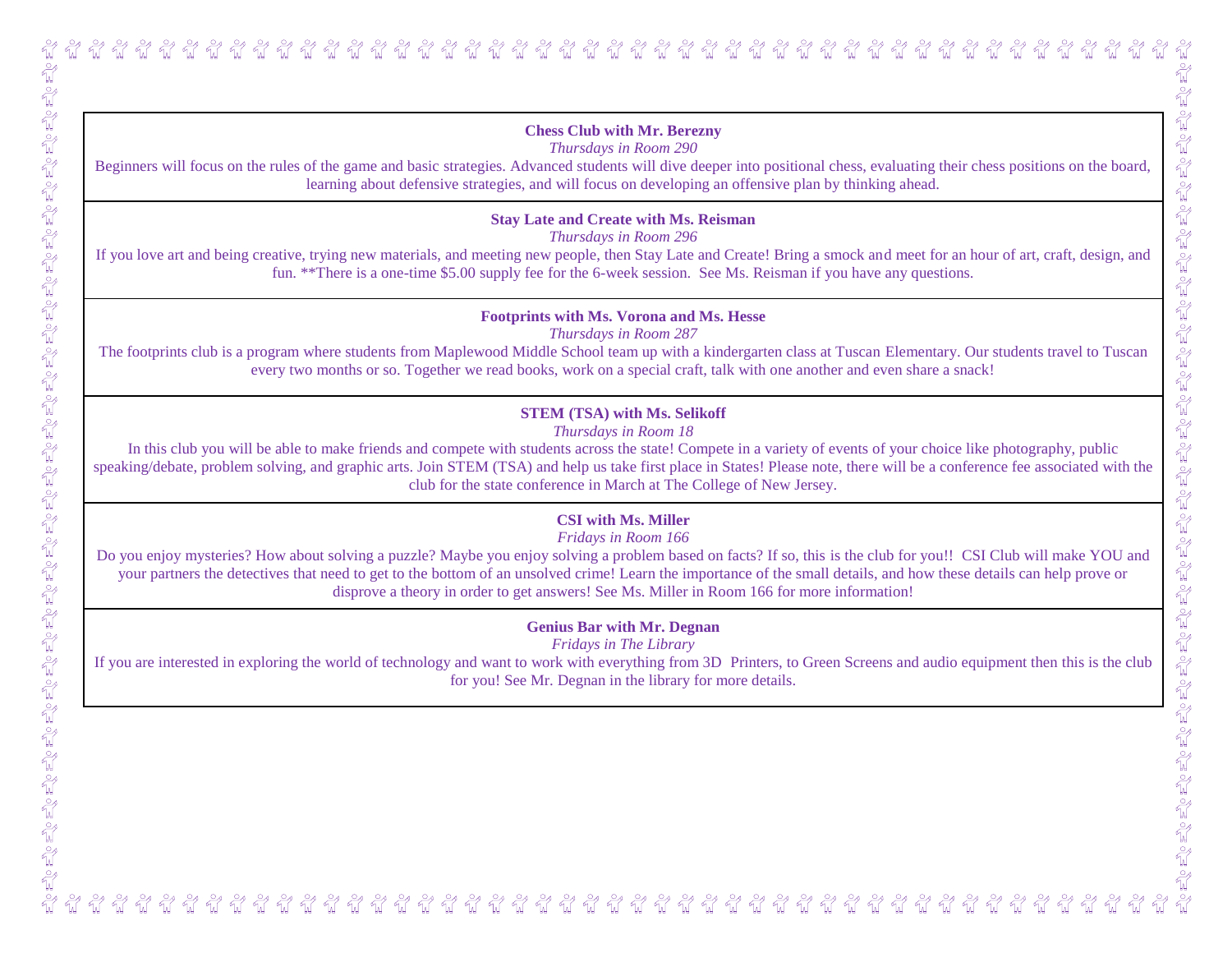**Chess Club with Mr. Berezny**

*Thursdays in Room 290*

Beginners will focus on the rules of the game and basic strategies. Advanced students will dive deeper into positional chess, evaluating their chess positions on the board, learning about defensive strategies, and will focus on developing an offensive plan by thinking ahead.

**Stay Late and Create with Ms. Reisman**

*Thursdays in Room 296*

If you love art and being creative, trying new materials, and meeting new people, then Stay Late and Create! Bring a smock and meet for an hour of art, craft, design, and fun. **There is a one-time $5.00 supply fee for the 6-week session. See Ms. Reisman if you have any questions.

**Footprints with Ms. Vorona and Ms. Hesse**

*Thursdays in Room 287*

The footprints club is a program where students from Maplewood Middle School team up with a kindergarten class at Tuscan Elementary. Our students travel to Tuscan every two months or so. Together we read books, work on a special craft, talk with one another and even share a snack!

**STEM (TSA) with Ms. Selikoff**

*Thursdays in Room 18*

In this club you will be able to make friends and compete with students across the state! Compete in a variety of events of your choice like photography, public speaking/debate, problem solving, and graphic arts. Join STEM (TSA) and help us take first place in States! Please note, there will be a conference fee associated with the club for the state conference in March at The College of New Jersey.

**CSI with Ms. Miller**

*Fridays in Room 166*

Do you enjoy mysteries? How about solving a puzzle? Maybe you enjoy solving a problem based on facts? If so, this is the club for you!! CSI Club will make YOU and your partners the detectives that need to get to the bottom of an unsolved crime! Learn the importance of the small details, and how these details can help prove or disprove a theory in order to get answers! See Ms. Miller in Room 166 for more information!

**Genius Bar with Mr. Degnan**

*Fridays in The Library*

If you are interested in exploring the world of technology and want to work with everything from 3D Printers, to Green Screens and audio equipment then this is the club for you! See Mr. Degnan in the library for more details.